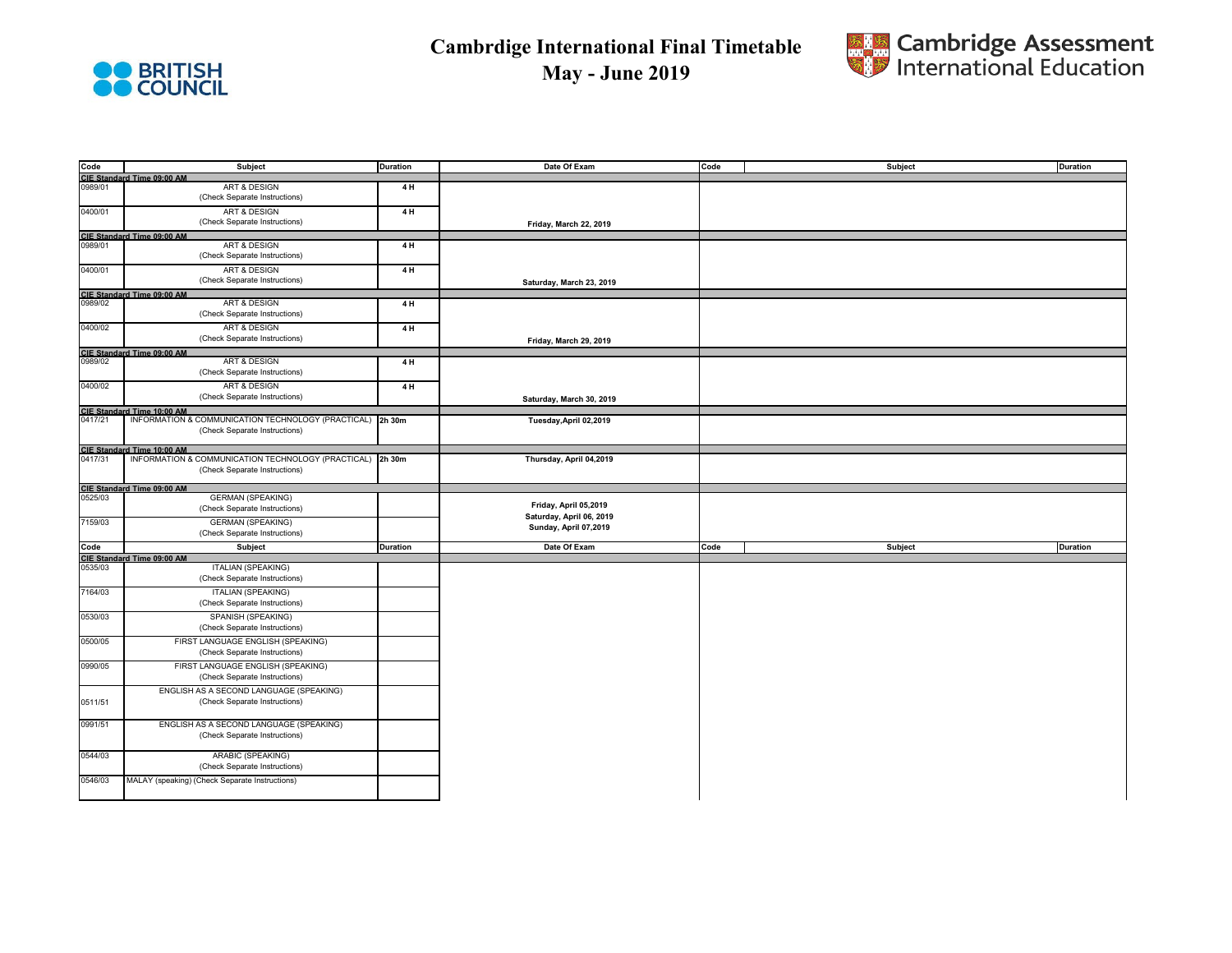# Cambrdige International Final Timetable
# May - June 2019

BRITISH COUNCIL

Cambridge Assessment International Education

| Code | Subject | Duration | Date Of Exam | Code | Subject | Duration |
|---|---|---|---|---|---|---|
| **CIE Standard Time 09:00 AM** | | | | | | |
| 0989/01 | ART & DESIGN (Check Separate Instructions) | 4 H | Friday, March 22, 2019 | | | |
| 0400/01 | ART & DESIGN (Check Separate Instructions) | 4 H | | | | |
| **CIE Standard Time 09:00 AM** | | | | | | |
| 0989/01 | ART & DESIGN (Check Separate Instructions) | 4 H | Saturday, March 23, 2019 | | | |
| 0400/01 | ART & DESIGN (Check Separate Instructions) | 4 H | | | | |
| **CIE Standard Time 09:00 AM** | | | | | | |
| 0989/02 | ART & DESIGN (Check Separate Instructions) | 4 H | Friday, March 29, 2019 | | | |
| 0400/02 | ART & DESIGN (Check Separate Instructions) | 4 H | | | | |
| **CIE Standard Time 09:00 AM** | | | | | | |
| 0989/02 | ART & DESIGN (Check Separate Instructions) | 4 H | Saturday, March 30, 2019 | | | |
| 0400/02 | ART & DESIGN (Check Separate Instructions) | 4 H | | | | |
| **CIE Standard Time 10:00 AM** | | | | | | |
| 0417/21 | INFORMATION & COMMUNICATION TECHNOLOGY (PRACTICAL) (Check Separate Instructions) | 2h 30m | Tuesday,April 02,2019 | | | |
| **CIE Standard Time 10:00 AM** | | | | | | |
| 0417/31 | INFORMATION & COMMUNICATION TECHNOLOGY (PRACTICAL) (Check Separate Instructions) | 2h 30m | Thursday, April 04,2019 | | | |
| **CIE Standard Time 09:00 AM** | | | | | | |
| 0525/03 | GERMAN (SPEAKING) (Check Separate Instructions) | | Friday, April 05,2019<br>Saturday, April 06, 2019<br>Sunday, April 07,2019 | | | |
| 7159/03 | GERMAN (SPEAKING) (Check Separate Instructions) | | | | | |

| Code | Subject | Duration | Date Of Exam | Code | Subject | Duration |
|---|---|---|---|---|---|---|
| **CIE Standard Time 09:00 AM** | | | | | | |
| 0535/03 | ITALIAN (SPEAKING) (Check Separate Instructions) | | | | | |
| 7164/03 | ITALIAN (SPEAKING) (Check Separate Instructions) | | | | | |
| 0530/03 | SPANISH (SPEAKING) (Check Separate Instructions) | | | | | |
| 0500/05 | FIRST LANGUAGE ENGLISH (SPEAKING) (Check Separate Instructions) | | | | | |
| 0990/05 | FIRST LANGUAGE ENGLISH (SPEAKING) (Check Separate Instructions) | | | | | |
| 0511/51 | ENGLISH AS A SECOND LANGUAGE (SPEAKING) (Check Separate Instructions) | | | | | |
| 0991/51 | ENGLISH AS A SECOND LANGUAGE (SPEAKING) (Check Separate Instructions) | | | | | |
| 0544/03 | ARABIC (SPEAKING) (Check Separate Instructions) | | | | | |
| 0546/03 | MALAY (speaking) (Check Separate Instructions) | | | | | |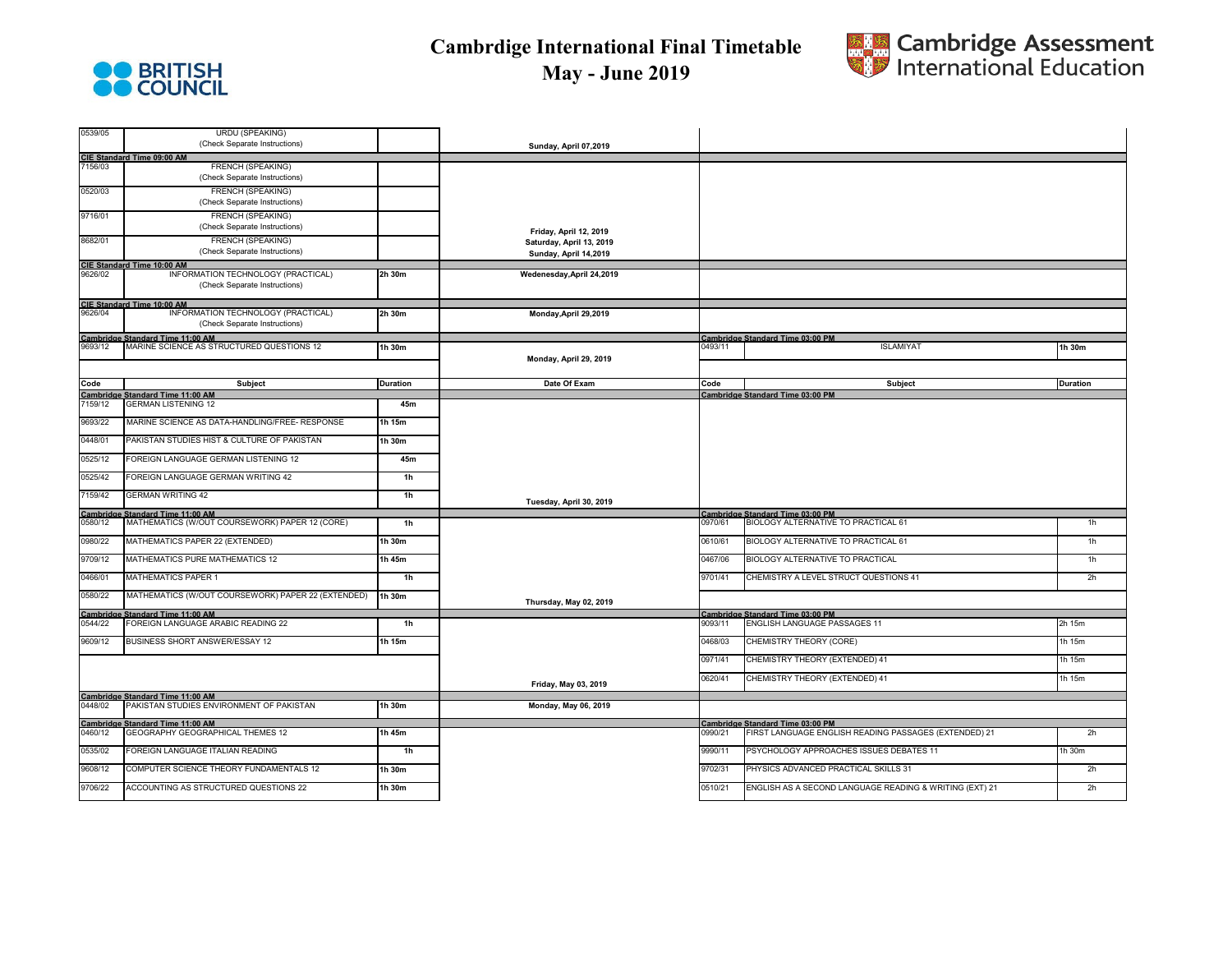# Cambrdige International Final Timetable
## May - June 2019

| Code | Subject | Duration | Date Of Exam | Code | Subject | Duration |
|---|---|---|---|---|---|---|
| 0539/05 | URDU (SPEAKING) (Check Separate Instructions) | | Sunday, April 07,2019 | | | |
| **CIE Standard Time 09:00 AM** | | | | | | |
| 7156/03 | FRENCH (SPEAKING) (Check Separate Instructions) | | Friday, April 12, 2019 Saturday, April 13, 2019 Sunday, April 14,2019 | | | |
| 0520/03 | FRENCH (SPEAKING) (Check Separate Instructions) | | | | | |
| 9716/01 | FRENCH (SPEAKING) (Check Separate Instructions) | | | | | |
| 8682/01 | FRENCH (SPEAKING) (Check Separate Instructions) | | | | | |
| **CIE Standard Time 10:00 AM** | | | | | | |
| 9626/02 | INFORMATION TECHNOLOGY (PRACTICAL) (Check Separate Instructions) | 2h 30m | Wedenesday,April 24,2019 | | | |
| **CIE Standard Time 10:00 AM** | | | | | | |
| 9626/04 | INFORMATION TECHNOLOGY (PRACTICAL) (Check Separate Instructions) | 2h 30m | Monday,April 29,2019 | | | |
| **Cambridge Standard Time 11:00 AM** | | | | **Cambridge Standard Time 03:00 PM** | | |
| 9693/12 | MARINE SCIENCE AS STRUCTURED QUESTIONS 12 | 1h 30m | Monday, April 29, 2019 | 0493/11 | ISLAMIYAT | 1h 30m |
| **Code** | **Subject** | **Duration** | **Date Of Exam** | **Code** | **Subject** | **Duration** |
| **Cambridge Standard Time 11:00 AM** | | | | **Cambridge Standard Time 03:00 PM** | | |
| 7159/12 | GERMAN LISTENING 12 | 45m | Tuesday, April 30, 2019 | | | |
| 9693/22 | MARINE SCIENCE AS DATA-HANDLING/FREE- RESPONSE | 1h 15m | | | | |
| 0448/01 | PAKISTAN STUDIES HIST & CULTURE OF PAKISTAN | 1h 30m | | | | |
| 0525/12 | FOREIGN LANGUAGE GERMAN LISTENING 12 | 45m | | | | |
| 0525/42 | FOREIGN LANGUAGE GERMAN WRITING 42 | 1h | | | | |
| 7159/42 | GERMAN WRITING 42 | 1h | | | | |
| **Cambridge Standard Time 11:00 AM** | | | | **Cambridge Standard Time 03:00 PM** | | |
| 0580/12 | MATHEMATICS (W/OUT COURSEWORK) PAPER 12 (CORE) | 1h | Thursday, May 02, 2019 | 0970/61 | BIOLOGY ALTERNATIVE TO PRACTICAL 61 | 1h |
| 0980/22 | MATHEMATICS PAPER 22 (EXTENDED) | 1h 30m | | 0610/61 | BIOLOGY ALTERNATIVE TO PRACTICAL 61 | 1h |
| 9709/12 | MATHEMATICS PURE MATHEMATICS 12 | 1h 45m | | 0467/06 | BIOLOGY ALTERNATIVE TO PRACTICAL | 1h |
| 0466/01 | MATHEMATICS PAPER 1 | 1h | | 9701/41 | CHEMISTRY A LEVEL STRUCT QUESTIONS 41 | 2h |
| 0580/22 | MATHEMATICS (W/OUT COURSEWORK) PAPER 22 (EXTENDED) | 1h 30m | | | | |
| **Cambridge Standard Time 11:00 AM** | | | | **Cambridge Standard Time 03:00 PM** | | |
| 0544/22 | FOREIGN LANGUAGE ARABIC READING 22 | 1h | Friday, May 03, 2019 | 9093/11 | ENGLISH LANGUAGE PASSAGES 11 | 2h 15m |
| 9609/12 | BUSINESS SHORT ANSWER/ESSAY 12 | 1h 15m | | 0468/03 | CHEMISTRY THEORY (CORE) | 1h 15m |
| | | | | 0971/41 | CHEMISTRY THEORY (EXTENDED) 41 | 1h 15m |
| | | | | 0620/41 | CHEMISTRY THEORY (EXTENDED) 41 | 1h 15m |
| **Cambridge Standard Time 11:00 AM** | | | | | | |
| 0448/02 | PAKISTAN STUDIES ENVIRONMENT OF PAKISTAN | 1h 30m | Monday, May 06, 2019 | | | |
| **Cambridge Standard Time 11:00 AM** | | | | **Cambridge Standard Time 03:00 PM** | | |
| 0460/12 | GEOGRAPHY GEOGRAPHICAL THEMES 12 | 1h 45m | | 0990/21 | FIRST LANGUAGE ENGLISH READING PASSAGES (EXTENDED) 21 | 2h |
| 0535/02 | FOREIGN LANGUAGE ITALIAN READING | 1h | | 9990/11 | PSYCHOLOGY APPROACHES ISSUES DEBATES 11 | 1h 30m |
| 9608/12 | COMPUTER SCIENCE THEORY FUNDAMENTALS 12 | 1h 30m | | 9702/31 | PHYSICS ADVANCED PRACTICAL SKILLS 31 | 2h |
| 9706/22 | ACCOUNTING AS STRUCTURED QUESTIONS 22 | 1h 30m | | 0510/21 | ENGLISH AS A SECOND LANGUAGE READING & WRITING (EXT) 21 | 2h |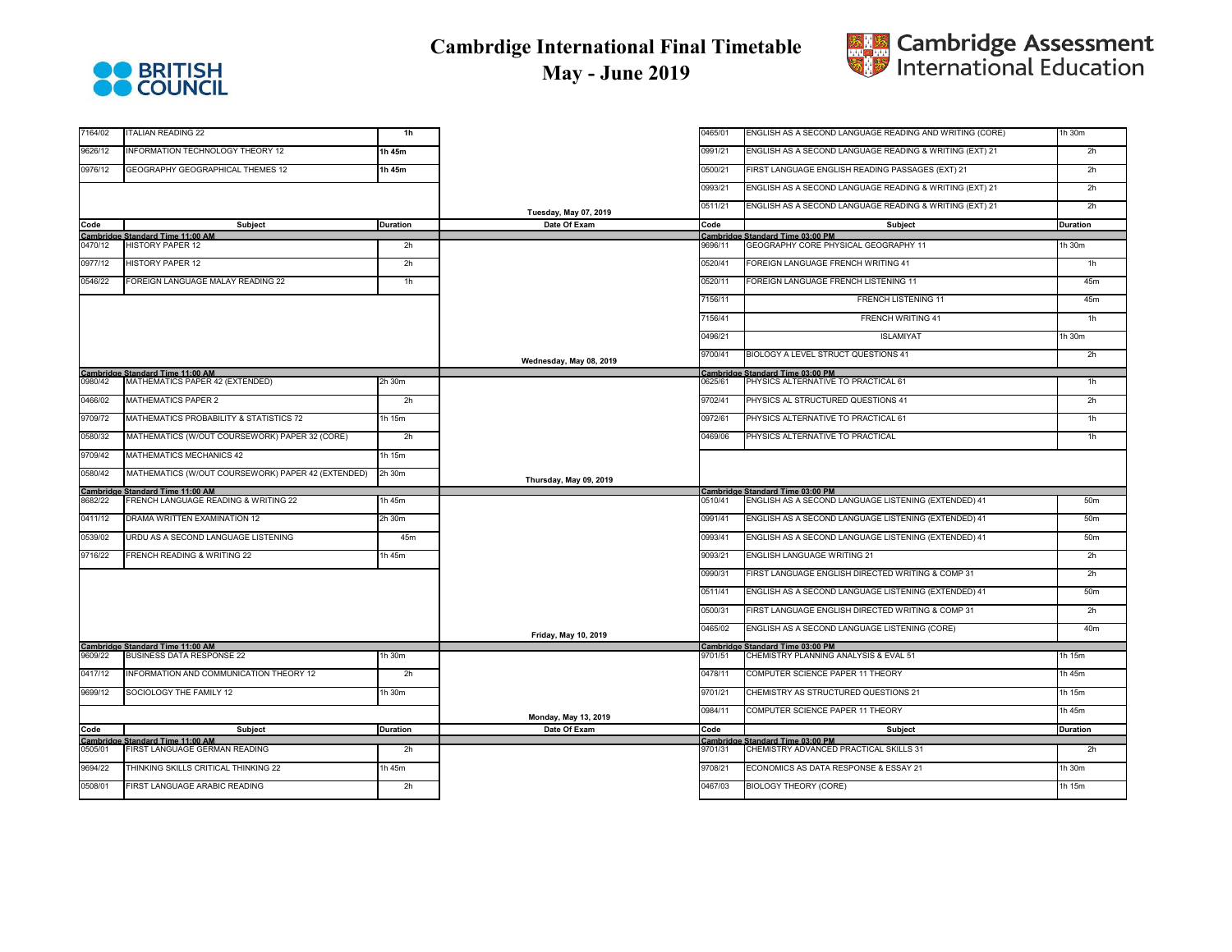# Cambrdige International Final Timetable
# May - June 2019

| Code | Subject | Duration | Date Of Exam | Code | Subject | Duration |
|---|---|---|---|---|---|---|
| 7164/02 | ITALIAN READING 22 | 1h | | 0465/01 | ENGLISH AS A SECOND LANGUAGE READING AND WRITING (CORE) | 1h 30m |
| 9626/12 | INFORMATION TECHNOLOGY THEORY 12 | 1h 45m | | 0991/21 | ENGLISH AS A SECOND LANGUAGE READING & WRITING (EXT) 21 | 2h |
| 0976/12 | GEOGRAPHY GEOGRAPHICAL THEMES 12 | 1h 45m | | 0500/21 | FIRST LANGUAGE ENGLISH READING PASSAGES (EXT) 21 | 2h |
| | | | | 0993/21 | ENGLISH AS A SECOND LANGUAGE READING & WRITING (EXT) 21 | 2h |
| | | | Tuesday, May 07, 2019 | 0511/21 | ENGLISH AS A SECOND LANGUAGE READING & WRITING (EXT) 21 | 2h |
| **Code** | **Subject** | **Duration** | **Date Of Exam** | **Code** | **Subject** | **Duration** |
| Cambridge Standard Time 11:00 AM | | | | Cambridge Standard Time 03:00 PM | | |
| 0470/12 | HISTORY PAPER 12 | 2h | | 9696/11 | GEOGRAPHY CORE PHYSICAL GEOGRAPHY 11 | 1h 30m |
| 0977/12 | HISTORY PAPER 12 | 2h | | 0520/41 | FOREIGN LANGUAGE FRENCH WRITING 41 | 1h |
| 0546/22 | FOREIGN LANGUAGE MALAY READING 22 | 1h | | 0520/11 | FOREIGN LANGUAGE FRENCH LISTENING 11 | 45m |
| | | | | 7156/11 | FRENCH LISTENING 11 | 45m |
| | | | | 7156/41 | FRENCH WRITING 41 | 1h |
| | | | | 0496/21 | ISLAMIYAT | 1h 30m |
| | | | Wednesday, May 08, 2019 | 9700/41 | BIOLOGY A LEVEL STRUCT QUESTIONS 41 | 2h |
| Cambridge Standard Time 11:00 AM | | | | Cambridge Standard Time 03:00 PM | | |
| 0980/42 | MATHEMATICS PAPER 42 (EXTENDED) | 2h 30m | | 0625/61 | PHYSICS ALTERNATIVE TO PRACTICAL 61 | 1h |
| 0466/02 | MATHEMATICS PAPER 2 | 2h | | 9702/41 | PHYSICS AL STRUCTURED QUESTIONS 41 | 2h |
| 9709/72 | MATHEMATICS PROBABILITY & STATISTICS 72 | 1h 15m | | 0972/61 | PHYSICS ALTERNATIVE TO PRACTICAL 61 | 1h |
| 0580/32 | MATHEMATICS (W/OUT COURSEWORK) PAPER 32 (CORE) | 2h | | 0469/06 | PHYSICS ALTERNATIVE TO PRACTICAL | 1h |
| 9709/42 | MATHEMATICS MECHANICS 42 | 1h 15m | | | | |
| 0580/42 | MATHEMATICS (W/OUT COURSEWORK) PAPER 42 (EXTENDED) | 2h 30m | Thursday, May 09, 2019 | | | |
| Cambridge Standard Time 11:00 AM | | | | Cambridge Standard Time 03:00 PM | | |
| 8682/22 | FRENCH LANGUAGE READING & WRITING 22 | 1h 45m | | 0510/41 | ENGLISH AS A SECOND LANGUAGE LISTENING (EXTENDED) 41 | 50m |
| 0411/12 | DRAMA WRITTEN EXAMINATION 12 | 2h 30m | | 0991/41 | ENGLISH AS A SECOND LANGUAGE LISTENING (EXTENDED) 41 | 50m |
| 0539/02 | URDU AS A SECOND LANGUAGE LISTENING | 45m | | 0993/41 | ENGLISH AS A SECOND LANGUAGE LISTENING (EXTENDED) 41 | 50m |
| 9716/22 | FRENCH READING & WRITING 22 | 1h 45m | | 9093/21 | ENGLISH LANGUAGE WRITING 21 | 2h |
| | | | | 0990/31 | FIRST LANGUAGE ENGLISH DIRECTED WRITING & COMP 31 | 2h |
| | | | | 0511/41 | ENGLISH AS A SECOND LANGUAGE LISTENING (EXTENDED) 41 | 50m |
| | | | | 0500/31 | FIRST LANGUAGE ENGLISH DIRECTED WRITING & COMP 31 | 2h |
| | | | Friday, May 10, 2019 | 0465/02 | ENGLISH AS A SECOND LANGUAGE LISTENING (CORE) | 40m |
| Cambridge Standard Time 11:00 AM | | | | Cambridge Standard Time 03:00 PM | | |
| 9609/22 | BUSINESS DATA RESPONSE 22 | 1h 30m | | 9701/51 | CHEMISTRY PLANNING ANALYSIS & EVAL 51 | 1h 15m |
| 0417/12 | INFORMATION AND COMMUNICATION THEORY 12 | 2h | | 0478/11 | COMPUTER SCIENCE PAPER 11 THEORY | 1h 45m |
| 9699/12 | SOCIOLOGY THE FAMILY 12 | 1h 30m | | 9701/21 | CHEMISTRY AS STRUCTURED QUESTIONS 21 | 1h 15m |
| | | | Monday, May 13, 2019 | 0984/11 | COMPUTER SCIENCE PAPER 11 THEORY | 1h 45m |
| **Code** | **Subject** | **Duration** | **Date Of Exam** | **Code** | **Subject** | **Duration** |
| Cambridge Standard Time 11:00 AM | | | | Cambridge Standard Time 03:00 PM | | |
| 0505/01 | FIRST LANGUAGE GERMAN READING | 2h | | 9701/31 | CHEMISTRY ADVANCED PRACTICAL SKILLS 31 | 2h |
| 9694/22 | THINKING SKILLS CRITICAL THINKING 22 | 1h 45m | | 9708/21 | ECONOMICS AS DATA RESPONSE & ESSAY 21 | 1h 30m |
| 0508/01 | FIRST LANGUAGE ARABIC READING | 2h | | 0467/03 | BIOLOGY THEORY (CORE) | 1h 15m |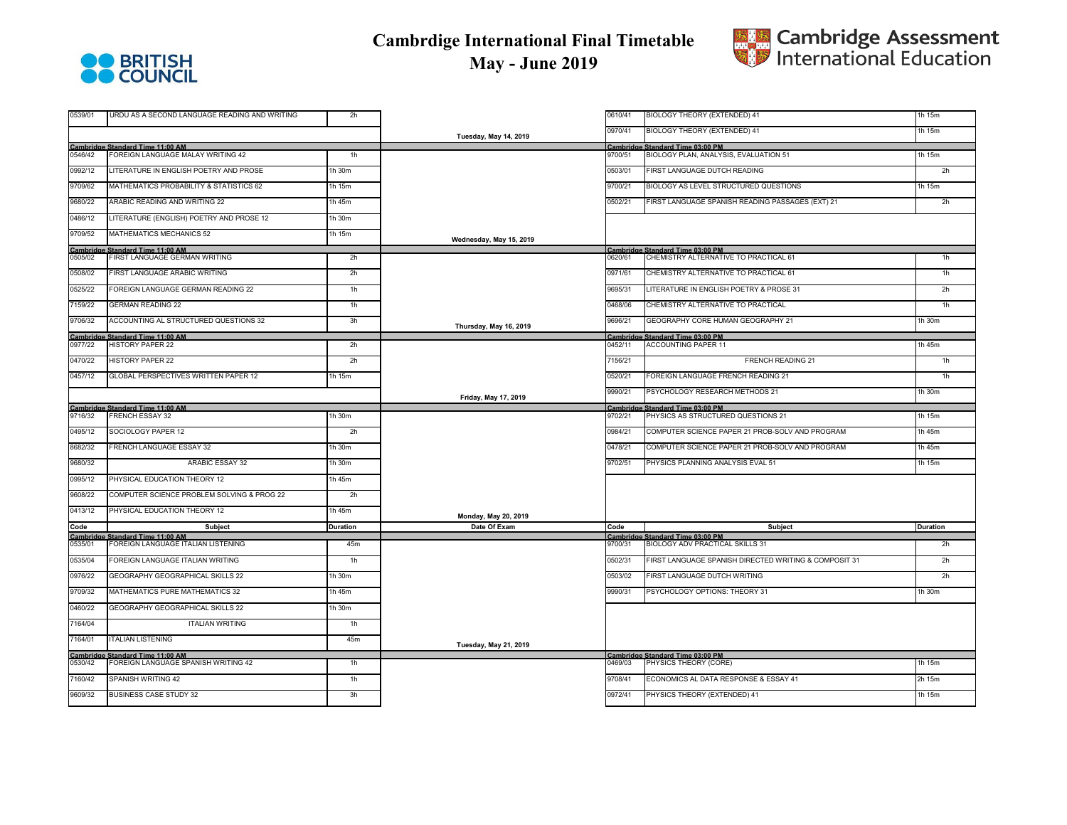# Cambrdige International Final Timetable
## May - June 2019

| Code | Subject | Duration | Date Of Exam | Code | Subject | Duration |
|---|---|---|---|---|---|---|
| 0539/01 | URDU AS A SECOND LANGUAGE READING AND WRITING | 2h | | 0610/41 | BIOLOGY THEORY (EXTENDED) 41 | 1h 15m |
| | | | Tuesday, May 14, 2019 | 0970/41 | BIOLOGY THEORY (EXTENDED) 41 | 1h 15m |
| Cambridge Standard Time 11:00 AM | | | | Cambridge Standard Time 03:00 PM | | |
| 0546/42 | FOREIGN LANGUAGE MALAY WRITING 42 | 1h | | 9700/51 | BIOLOGY PLAN, ANALYSIS, EVALUATION 51 | 1h 15m |
| 0992/12 | LITERATURE IN ENGLISH POETRY AND PROSE | 1h 30m | | 0503/01 | FIRST LANGUAGE DUTCH READING | 2h |
| 9709/62 | MATHEMATICS PROBABILITY & STATISTICS 62 | 1h 15m | | 9700/21 | BIOLOGY AS LEVEL STRUCTURED QUESTIONS | 1h 15m |
| 9680/22 | ARABIC READING AND WRITING 22 | 1h 45m | | 0502/21 | FIRST LANGUAGE SPANISH READING PASSAGES (EXT) 21 | 2h |
| 0486/12 | LITERATURE (ENGLISH) POETRY AND PROSE 12 | 1h 30m | | | | |
| 9709/52 | MATHEMATICS MECHANICS 52 | 1h 15m | Wednesday, May 15, 2019 | | | |
| Cambridge Standard Time 11:00 AM | | | | Cambridge Standard Time 03:00 PM | | |
| 0505/02 | FIRST LANGUAGE GERMAN WRITING | 2h | | 0620/61 | CHEMISTRY ALTERNATIVE TO PRACTICAL 61 | 1h |
| 0508/02 | FIRST LANGUAGE ARABIC WRITING | 2h | | 0971/61 | CHEMISTRY ALTERNATIVE TO PRACTICAL 61 | 1h |
| 0525/22 | FOREIGN LANGUAGE GERMAN READING 22 | 1h | | 9695/31 | LITERATURE IN ENGLISH POETRY & PROSE 31 | 2h |
| 7159/22 | GERMAN READING 22 | 1h | | 0468/06 | CHEMISTRY ALTERNATIVE TO PRACTICAL | 1h |
| 9706/32 | ACCOUNTING AL STRUCTURED QUESTIONS 32 | 3h | Thursday, May 16, 2019 | 9696/21 | GEOGRAPHY CORE HUMAN GEOGRAPHY 21 | 1h 30m |
| Cambridge Standard Time 11:00 AM | | | | Cambridge Standard Time 03:00 PM | | |
| 0977/22 | HISTORY PAPER 22 | 2h | | 0452/11 | ACCOUNTING PAPER 11 | 1h 45m |
| 0470/22 | HISTORY PAPER 22 | 2h | | 7156/21 | FRENCH READING 21 | 1h |
| 0457/12 | GLOBAL PERSPECTIVES WRITTEN PAPER 12 | 1h 15m | | 0520/21 | FOREIGN LANGUAGE FRENCH READING 21 | 1h |
| | | | Friday, May 17, 2019 | 9990/21 | PSYCHOLOGY RESEARCH METHODS 21 | 1h 30m |
| Cambridge Standard Time 11:00 AM | | | | Cambridge Standard Time 03:00 PM | | |
| 9716/32 | FRENCH ESSAY 32 | 1h 30m | | 9702/21 | PHYSICS AS STRUCTURED QUESTIONS 21 | 1h 15m |
| 0495/12 | SOCIOLOGY PAPER 12 | 2h | | 0984/21 | COMPUTER SCIENCE PAPER 21 PROB-SOLV AND PROGRAM | 1h 45m |
| 8682/32 | FRENCH LANGUAGE ESSAY 32 | 1h 30m | | 0478/21 | COMPUTER SCIENCE PAPER 21 PROB-SOLV AND PROGRAM | 1h 45m |
| 9680/32 | ARABIC ESSAY 32 | 1h 30m | | 9702/51 | PHYSICS PLANNING ANALYSIS EVAL 51 | 1h 15m |
| 0995/12 | PHYSICAL EDUCATION THEORY 12 | 1h 45m | | | | |
| 9608/22 | COMPUTER SCIENCE PROBLEM SOLVING & PROG 22 | 2h | | | | |
| 0413/12 | PHYSICAL EDUCATION THEORY 12 | 1h 45m | Monday, May 20, 2019 | | | |
| Cambridge Standard Time 11:00 AM | | | | Cambridge Standard Time 03:00 PM | | |
| 0535/01 | FOREIGN LANGUAGE ITALIAN LISTENING | 45m | | 9700/31 | BIOLOGY ADV PRACTICAL SKILLS 31 | 2h |
| 0535/04 | FOREIGN LANGUAGE ITALIAN WRITING | 1h | | 0502/31 | FIRST LANGUAGE SPANISH DIRECTED WRITING & COMPOSIT 31 | 2h |
| 0976/22 | GEOGRAPHY GEOGRAPHICAL SKILLS 22 | 1h 30m | | 0503/02 | FIRST LANGUAGE DUTCH WRITING | 2h |
| 9709/32 | MATHEMATICS PURE MATHEMATICS 32 | 1h 45m | | 9990/31 | PSYCHOLOGY OPTIONS: THEORY 31 | 1h 30m |
| 0460/22 | GEOGRAPHY GEOGRAPHICAL SKILLS 22 | 1h 30m | | | | |
| 7164/04 | ITALIAN WRITING | 1h | | | | |
| 7164/01 | ITALIAN LISTENING | 45m | Tuesday, May 21, 2019 | | | |
| Cambridge Standard Time 11:00 AM | | | | Cambridge Standard Time 03:00 PM | | |
| 0530/42 | FOREIGN LANGUAGE SPANISH WRITING 42 | 1h | | 0469/03 | PHYSICS THEORY (CORE) | 1h 15m |
| 7160/42 | SPANISH WRITING 42 | 1h | | 9708/41 | ECONOMICS AL DATA RESPONSE & ESSAY 41 | 2h 15m |
| 9609/32 | BUSINESS CASE STUDY 32 | 3h | | 0972/41 | PHYSICS THEORY (EXTENDED) 41 | 1h 15m |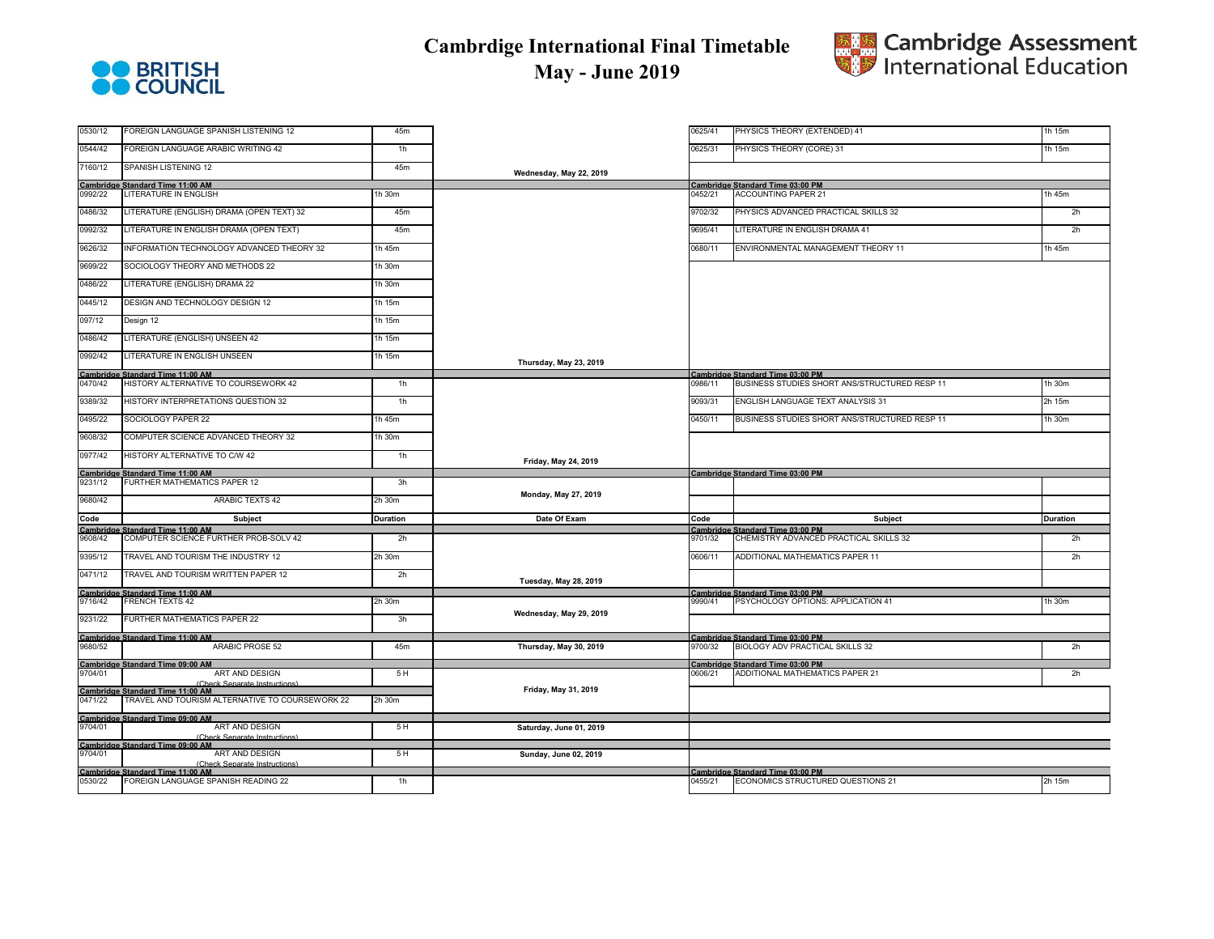# Cambrdige International Final Timetable May - June 2019

BRITISH COUNCIL

Cambridge Assessment International Education

| Code | Subject | Duration | Date Of Exam | Code | Subject | Duration |
|---|---|---|---|---|---|---|
| 0530/12 | FOREIGN LANGUAGE SPANISH LISTENING 12 | 45m | Wednesday, May 22, 2019 | 0625/41 | PHYSICS THEORY (EXTENDED) 41 | 1h 15m |
| 0544/42 | FOREIGN LANGUAGE ARABIC WRITING 42 | 1h | | 0625/31 | PHYSICS THEORY (CORE) 31 | 1h 15m |
| 7160/12 | SPANISH LISTENING 12 | 45m | | | | |
| Cambridge Standard Time 11:00 AM | | | | Cambridge Standard Time 03:00 PM | | |
| 0992/22 | LITERATURE IN ENGLISH | 1h 30m | Thursday, May 23, 2019 | 0452/21 | ACCOUNTING PAPER 21 | 1h 45m |
| 0486/32 | LITERATURE (ENGLISH) DRAMA (OPEN TEXT) 32 | 45m | | 9702/32 | PHYSICS ADVANCED PRACTICAL SKILLS 32 | 2h |
| 0992/32 | LITERATURE IN ENGLISH DRAMA (OPEN TEXT) | 45m | | 9695/41 | LITERATURE IN ENGLISH DRAMA 41 | 2h |
| 9626/32 | INFORMATION TECHNOLOGY ADVANCED THEORY 32 | 1h 45m | | 0680/11 | ENVIRONMENTAL MANAGEMENT THEORY 11 | 1h 45m |
| 9699/22 | SOCIOLOGY THEORY AND METHODS 22 | 1h 30m | | | | |
| 0486/22 | LITERATURE (ENGLISH) DRAMA 22 | 1h 30m | | | | |
| 0445/12 | DESIGN AND TECHNOLOGY DESIGN 12 | 1h 15m | | | | |
| 097/12 | Design 12 | 1h 15m | | | | |
| 0486/42 | LITERATURE (ENGLISH) UNSEEN 42 | 1h 15m | | | | |
| 0992/42 | LITERATURE IN ENGLISH UNSEEN | 1h 15m | | | | |
| Cambridge Standard Time 11:00 AM | | | | Cambridge Standard Time 03:00 PM | | |
| 0470/42 | HISTORY ALTERNATIVE TO COURSEWORK 42 | 1h | Friday, May 24, 2019 | 0986/11 | BUSINESS STUDIES SHORT ANS/STRUCTURED RESP 11 | 1h 30m |
| 9389/32 | HISTORY INTERPRETATIONS QUESTION 32 | 1h | | 9093/31 | ENGLISH LANGUAGE TEXT ANALYSIS 31 | 2h 15m |
| 0495/22 | SOCIOLOGY PAPER 22 | 1h 45m | | 0450/11 | BUSINESS STUDIES SHORT ANS/STRUCTURED RESP 11 | 1h 30m |
| 9608/32 | COMPUTER SCIENCE ADVANCED THEORY 32 | 1h 30m | | | | |
| 0977/42 | HISTORY ALTERNATIVE TO C/W 42 | 1h | | | | |
| Cambridge Standard Time 11:00 AM | | | | Cambridge Standard Time 03:00 PM | | |
| 9231/12 | FURTHER MATHEMATICS PAPER 12 | 3h | Monday, May 27, 2019 | | | |
| 9680/42 | ARABIC TEXTS 42 | 2h 30m | | | | |
| Code | Subject | Duration | Date Of Exam | Code | Subject | Duration |
| Cambridge Standard Time 11:00 AM | | | | Cambridge Standard Time 03:00 PM | | |
| 9608/42 | COMPUTER SCIENCE FURTHER PROB-SOLV 42 | 2h | Tuesday, May 28, 2019 | 9701/32 | CHEMISTRY ADVANCED PRACTICAL SKILLS 32 | 2h |
| 9395/12 | TRAVEL AND TOURISM THE INDUSTRY 12 | 2h 30m | | 0606/11 | ADDITIONAL MATHEMATICS PAPER 11 | 2h |
| 0471/12 | TRAVEL AND TOURISM WRITTEN PAPER 12 | 2h | | | | |
| Cambridge Standard Time 11:00 AM | | | | Cambridge Standard Time 03:00 PM | | |
| 9716/42 | FRENCH TEXTS 42 | 2h 30m | Wednesday, May 29, 2019 | 9990/41 | PSYCHOLOGY OPTIONS: APPLICATION 41 | 1h 30m |
| 9231/22 | FURTHER MATHEMATICS PAPER 22 | 3h | | | | |
| Cambridge Standard Time 11:00 AM | | | | Cambridge Standard Time 03:00 PM | | |
| 9680/52 | ARABIC PROSE 52 | 45m | Thursday, May 30, 2019 | 9700/32 | BIOLOGY ADV PRACTICAL SKILLS 32 | 2h |
| Cambridge Standard Time 09:00 AM | | | | Cambridge Standard Time 03:00 PM | | |
| 9704/01 | ART AND DESIGN (Check Separate Instructions) | 5 H | Friday, May 31, 2019 | 0606/21 | ADDITIONAL MATHEMATICS PAPER 21 | 2h |
| Cambridge Standard Time 11:00 AM | | | | | | |
| 0471/22 | TRAVEL AND TOURISM ALTERNATIVE TO COURSEWORK 22 | 2h 30m | | | | |
| Cambridge Standard Time 09:00 AM | | | | | | |
| 9704/01 | ART AND DESIGN (Check Separate Instructions) | 5 H | Saturday, June 01, 2019 | | | |
| Cambridge Standard Time 09:00 AM | | | | | | |
| 9704/01 | ART AND DESIGN (Check Separate Instructions) | 5 H | Sunday, June 02, 2019 | | | |
| Cambridge Standard Time 11:00 AM | | | | Cambridge Standard Time 03:00 PM | | |
| 0530/22 | FOREIGN LANGUAGE SPANISH READING 22 | 1h | | 0455/21 | ECONOMICS STRUCTURED QUESTIONS 21 | 2h 15m |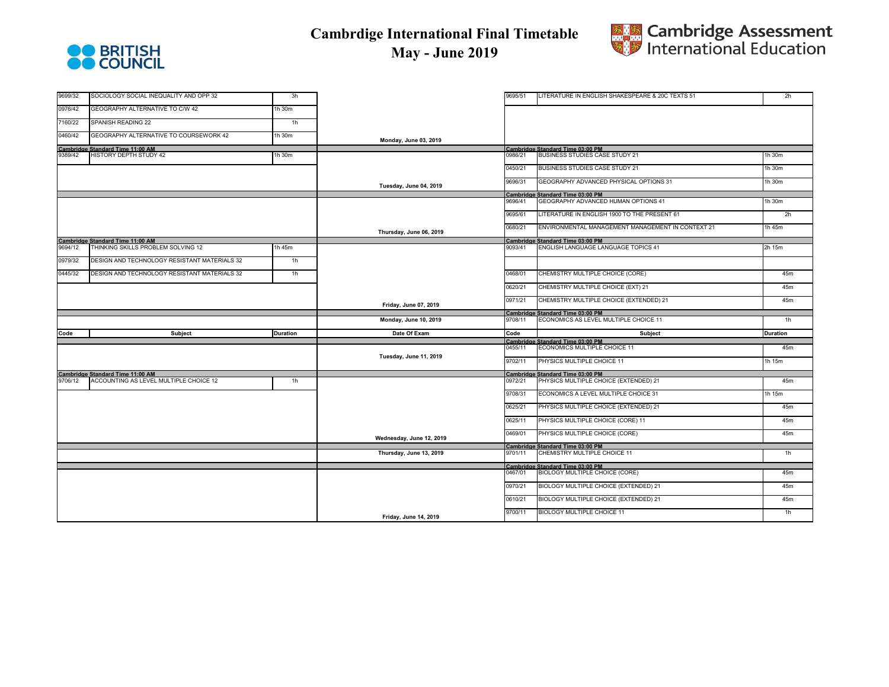# Cambrdige International Final Timetable

# May - June 2019

| Code | Subject | Duration | Date Of Exam | Code | Subject | Duration |
|---|---|---|---|---|---|---|
| 9699/32 | SOCIOLOGY SOCIAL INEQUALITY AND OPP 32 | 3h | | 9695/51 | LITERATURE IN ENGLISH SHAKESPEARE & 20C TEXTS 51 | 2h |
| 0976/42 | GEOGRAPHY ALTERNATIVE TO C/W 42 | 1h 30m | | | | |
| 7160/22 | SPANISH READING 22 | 1h | | | | |
| 0460/42 | GEOGRAPHY ALTERNATIVE TO COURSEWORK 42 | 1h 30m | Monday, June 03, 2019 | | | |
| Cambridge Standard Time 11:00 AM | | | | Cambridge Standard Time 03:00 PM | | |
| 9389/42 | HISTORY DEPTH STUDY 42 | 1h 30m | | 0986/21 | BUSINESS STUDIES CASE STUDY 21 | 1h 30m |
| | | | | 0450/21 | BUSINESS STUDIES CASE STUDY 21 | 1h 30m |
| | | | Tuesday, June 04, 2019 | 9696/31 | GEOGRAPHY ADVANCED PHYSICAL OPTIONS 31 | 1h 30m |
| | | | | Cambridge Standard Time 03:00 PM | | |
| | | | | 9696/41 | GEOGRAPHY ADVANCED HUMAN OPTIONS 41 | 1h 30m |
| | | | | 9695/61 | LITERATURE IN ENGLISH 1900 TO THE PRESENT 61 | 2h |
| | | | Thursday, June 06, 2019 | 0680/21 | ENVIRONMENTAL MANAGEMENT MANAGEMENT IN CONTEXT 21 | 1h 45m |
| Cambridge Standard Time 11:00 AM | | | | Cambridge Standard Time 03:00 PM | | |
| 9694/12 | THINKING SKILLS PROBLEM SOLVING 12 | 1h 45m | | 9093/41 | ENGLISH LANGUAGE LANGUAGE TOPICS 41 | 2h 15m |
| 0979/32 | DESIGN AND TECHNOLOGY RESISTANT MATERIALS 32 | 1h | | | | |
| 0445/32 | DESIGN AND TECHNOLOGY RESISTANT MATERIALS 32 | 1h | | 0468/01 | CHEMISTRY MULTIPLE CHOICE (CORE) | 45m |
| | | | | 0620/21 | CHEMISTRY MULTIPLE CHOICE (EXT) 21 | 45m |
| | | | Friday, June 07, 2019 | 0971/21 | CHEMISTRY MULTIPLE CHOICE (EXTENDED) 21 | 45m |
| | | | | Cambridge Standard Time 03:00 PM | | |
| | | | Monday, June 10, 2019 | 9708/11 | ECONOMICS AS LEVEL MULTIPLE CHOICE 11 | 1h |
| Code | Subject | Duration | Date Of Exam | Code | Subject | Duration |
| | | | | Cambridge Standard Time 03:00 PM | | |
| | | | | 0455/11 | ECONOMICS MULTIPLE CHOICE 11 | 45m |
| | | | Tuesday, June 11, 2019 | 9702/11 | PHYSICS MULTIPLE CHOICE 11 | 1h 15m |
| Cambridge Standard Time 11:00 AM | | | | Cambridge Standard Time 03:00 PM | | |
| 9706/12 | ACCOUNTING AS LEVEL MULTIPLE CHOICE 12 | 1h | | 0972/21 | PHYSICS MULTIPLE CHOICE (EXTENDED) 21 | 45m |
| | | | | 9708/31 | ECONOMICS A LEVEL MULTIPLE CHOICE 31 | 1h 15m |
| | | | | 0625/21 | PHYSICS MULTIPLE CHOICE (EXTENDED) 21 | 45m |
| | | | | 0625/11 | PHYSICS MULTIPLE CHOICE (CORE) 11 | 45m |
| | | | Wednesday, June 12, 2019 | 0469/01 | PHYSICS MULTIPLE CHOICE (CORE) | 45m |
| | | | | Cambridge Standard Time 03:00 PM | | |
| | | | Thursday, June 13, 2019 | 9701/11 | CHEMISTRY MULTIPLE CHOICE 11 | 1h |
| | | | | Cambridge Standard Time 03:00 PM | | |
| | | | | 0467/01 | BIOLOGY MULTIPLE CHOICE (CORE) | 45m |
| | | | | 0970/21 | BIOLOGY MULTIPLE CHOICE (EXTENDED) 21 | 45m |
| | | | | 0610/21 | BIOLOGY MULTIPLE CHOICE (EXTENDED) 21 | 45m |
| | | | Friday, June 14, 2019 | 9700/11 | BIOLOGY MULTIPLE CHOICE 11 | 1h |